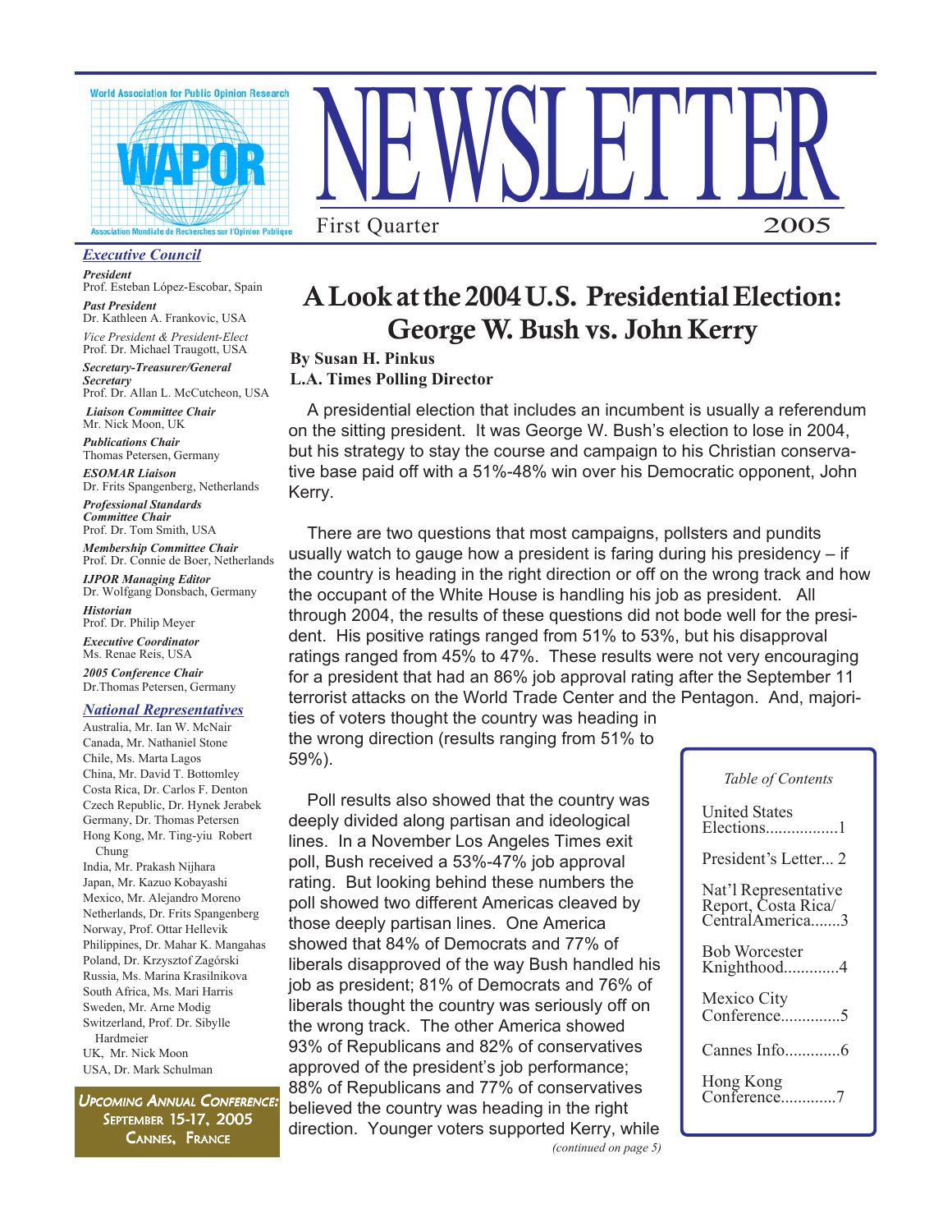World Association for Public Opinion Research

# WAPOR NEWSLETTER

Association Mondiale de Recherches sur l'Opinion Publique

First Quarter 2005

***Executive Council***

***President***
Prof. Esteban López-Escobar, Spain

***Past President***
Dr. Kathleen A. Frankovic, USA

*Vice President & President-Elect*
Prof. Dr. Michael Traugott, USA

***Secretary-Treasurer/General Secretary***
Prof. Dr. Allan L. McCutcheon, USA

***Liaison Committee Chair***
Mr. Nick Moon, UK

***Publications Chair***
Thomas Petersen, Germany

***ESOMAR Liaison***
Dr. Frits Spangenberg, Netherlands

***Professional Standards Committee Chair***
Prof. Dr. Tom Smith, USA

***Membership Committee Chair***
Prof. Dr. Connie de Boer, Netherlands

***IJPOR Managing Editor***
Dr. Wolfgang Donsbach, Germany

***Historian***
Prof. Dr. Philip Meyer

***Executive Coordinator***
Ms. Renae Reis, USA

***2005 Conference Chair***
Dr.Thomas Petersen, Germany

***National Representatives***

Australia, Mr. Ian W. McNair
Canada, Mr. Nathaniel Stone
Chile, Ms. Marta Lagos
China, Mr. David T. Bottomley
Costa Rica, Dr. Carlos F. Denton
Czech Republic, Dr. Hynek Jerabek
Germany, Dr. Thomas Petersen
Hong Kong, Mr. Ting-yiu Robert Chung
India, Mr. Prakash Nijhara
Japan, Mr. Kazuo Kobayashi
Mexico, Mr. Alejandro Moreno
Netherlands, Dr. Frits Spangenberg
Norway, Prof. Ottar Hellevik
Philippines, Dr. Mahar K. Mangahas
Poland, Dr. Krzysztof Zagórski
Russia, Ms. Marina Krasilnikova
South Africa, Ms. Mari Harris
Sweden, Mr. Arne Modig
Switzerland, Prof. Dr. Sibylle Hardmeier
UK, Mr. Nick Moon
USA, Dr. Mark Schulman

**UPCOMING ANNUAL CONFERENCE: SEPTEMBER 15-17, 2005 CANNES, FRANCE**

## A Look at the 2004 U.S. Presidential Election: George W. Bush vs. John Kerry

**By Susan H. Pinkus**
**L.A. Times Polling Director**

A presidential election that includes an incumbent is usually a referendum on the sitting president. It was George W. Bush's election to lose in 2004, but his strategy to stay the course and campaign to his Christian conservative base paid off with a 51%-48% win over his Democratic opponent, John Kerry.

There are two questions that most campaigns, pollsters and pundits usually watch to gauge how a president is faring during his presidency – if the country is heading in the right direction or off on the wrong track and how the occupant of the White House is handling his job as president. All through 2004, the results of these questions did not bode well for the president. His positive ratings ranged from 51% to 53%, but his disapproval ratings ranged from 45% to 47%. These results were not very encouraging for a president that had an 86% job approval rating after the September 11 terrorist attacks on the World Trade Center and the Pentagon. And, majorities of voters thought the country was heading in the wrong direction (results ranging from 51% to 59%).

Poll results also showed that the country was deeply divided along partisan and ideological lines. In a November Los Angeles Times exit poll, Bush received a 53%-47% job approval rating. But looking behind these numbers the poll showed two different Americas cleaved by those deeply partisan lines. One America showed that 84% of Democrats and 77% of liberals disapproved of the way Bush handled his job as president; 81% of Democrats and 76% of liberals thought the country was seriously off on the wrong track. The other America showed 93% of Republicans and 82% of conservatives approved of the president's job performance; 88% of Republicans and 77% of conservatives believed the country was heading in the right direction. Younger voters supported Kerry, while

*(continued on page 5)*

*Table of Contents*

United States Elections.................1
President's Letter... 2
Nat'l Representative Report, Costa Rica/ CentralAmerica.......3
Bob Worcester Knighthood.............4
Mexico City Conference..............5
Cannes Info.............6
Hong Kong Conference.............7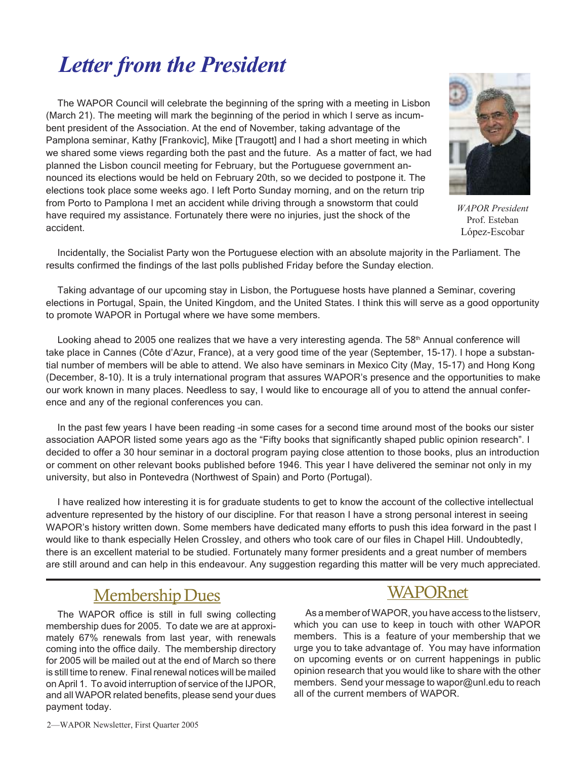# Letter from the President

The WAPOR Council will celebrate the beginning of the spring with a meeting in Lisbon (March 21). The meeting will mark the beginning of the period in which I serve as incumbent president of the Association. At the end of November, taking advantage of the Pamplona seminar, Kathy [Frankovic], Mike [Traugott] and I had a short meeting in which we shared some views regarding both the past and the future. As a matter of fact, we had planned the Lisbon council meeting for February, but the Portuguese government announced its elections would be held on February 20th, so we decided to postpone it. The elections took place some weeks ago. I left Porto Sunday morning, and on the return trip from Porto to Pamplona I met an accident while driving through a snowstorm that could have required my assistance. Fortunately there were no injuries, just the shock of the accident.

*WAPOR President*
Prof. Esteban López-Escobar

Incidentally, the Socialist Party won the Portuguese election with an absolute majority in the Parliament. The results confirmed the findings of the last polls published Friday before the Sunday election.

Taking advantage of our upcoming stay in Lisbon, the Portuguese hosts have planned a Seminar, covering elections in Portugal, Spain, the United Kingdom, and the United States. I think this will serve as a good opportunity to promote WAPOR in Portugal where we have some members.

Looking ahead to 2005 one realizes that we have a very interesting agenda. The 58th Annual conference will take place in Cannes (Côte d'Azur, France), at a very good time of the year (September, 15-17). I hope a substantial number of members will be able to attend. We also have seminars in Mexico City (May, 15-17) and Hong Kong (December, 8-10). It is a truly international program that assures WAPOR's presence and the opportunities to make our work known in many places. Needless to say, I would like to encourage all of you to attend the annual conference and any of the regional conferences you can.

In the past few years I have been reading –in some cases for a second time around most of the books our sister association AAPOR listed some years ago as the "Fifty books that significantly shaped public opinion research". I decided to offer a 30 hour seminar in a doctoral program paying close attention to those books, plus an introduction or comment on other relevant books published before 1946. This year I have delivered the seminar not only in my university, but also in Pontevedra (Northwest of Spain) and Porto (Portugal).

I have realized how interesting it is for graduate students to get to know the account of the collective intellectual adventure represented by the history of our discipline. For that reason I have a strong personal interest in seeing WAPOR's history written down. Some members have dedicated many efforts to push this idea forward in the past I would like to thank especially Helen Crossley, and others who took care of our files in Chapel Hill. Undoubtedly, there is an excellent material to be studied. Fortunately many former presidents and a great number of members are still around and can help in this endeavour. Any suggestion regarding this matter will be very much appreciated.

## Membership Dues

The WAPOR office is still in full swing collecting membership dues for 2005. To date we are at approximately 67% renewals from last year, with renewals coming into the office daily. The membership directory for 2005 will be mailed out at the end of March so there is still time to renew. Final renewal notices will be mailed on April 1. To avoid interruption of service of the IJPOR, and all WAPOR related benefits, please send your dues payment today.

## WAPORnet

As a member of WAPOR, you have access to the listserv, which you can use to keep in touch with other WAPOR members. This is a feature of your membership that we urge you to take advantage of. You may have information on upcoming events or on current happenings in public opinion research that you would like to share with the other members. Send your message to wapor@unl.edu to reach all of the current members of WAPOR.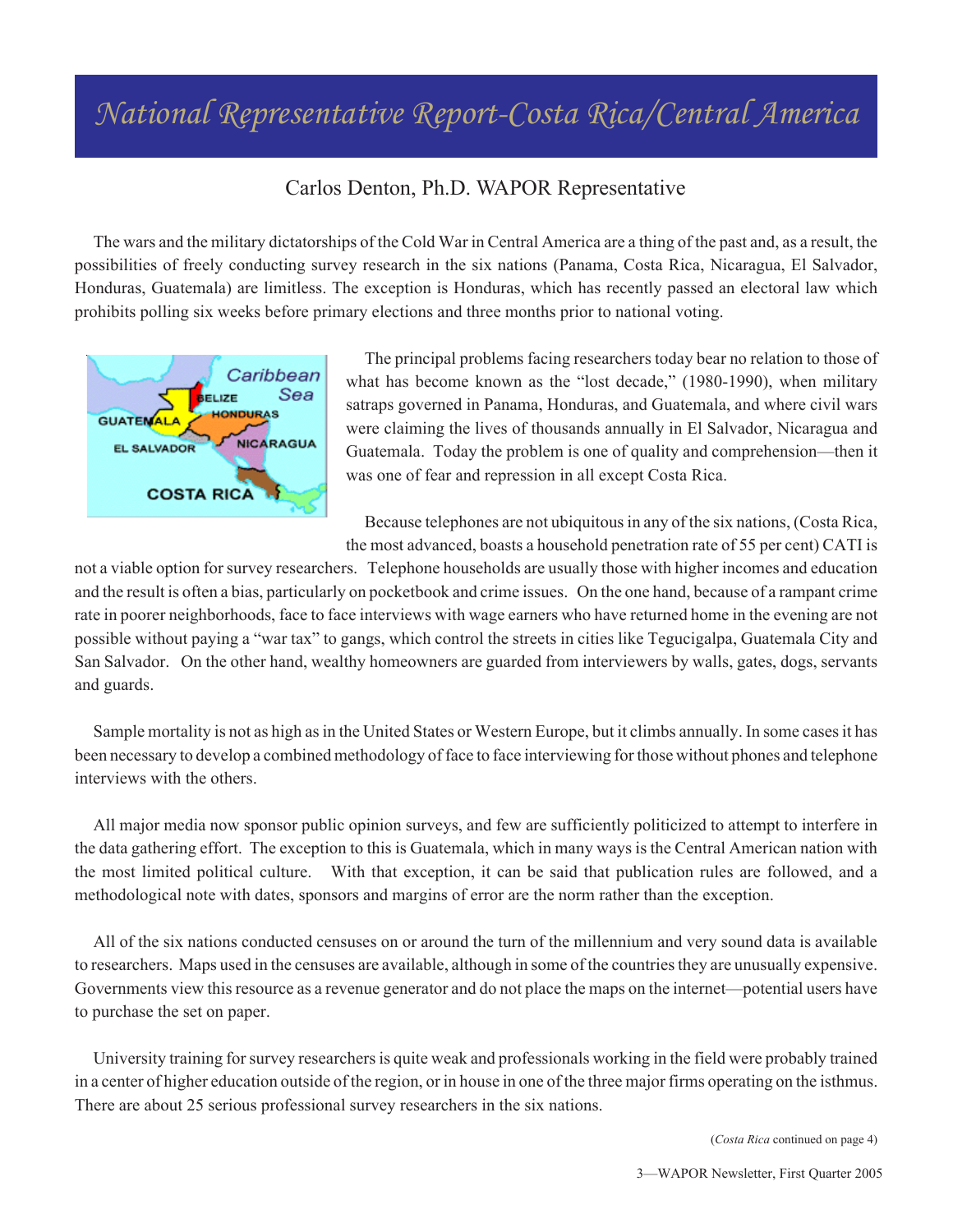# National Representative Report-Costa Rica/Central America

Carlos Denton, Ph.D. WAPOR Representative

The wars and the military dictatorships of the Cold War in Central America are a thing of the past and, as a result, the possibilities of freely conducting survey research in the six nations (Panama, Costa Rica, Nicaragua, El Salvador, Honduras, Guatemala) are limitless. The exception is Honduras, which has recently passed an electoral law which prohibits polling six weeks before primary elections and three months prior to national voting.

Caribbean Sea
BELIZE
GUATEMALA
HONDURAS
EL SALVADOR
NICARAGUA
COSTA RICA

The principal problems facing researchers today bear no relation to those of what has become known as the "lost decade," (1980-1990), when military satraps governed in Panama, Honduras, and Guatemala, and where civil wars were claiming the lives of thousands annually in El Salvador, Nicaragua and Guatemala. Today the problem is one of quality and comprehension—then it was one of fear and repression in all except Costa Rica.

Because telephones are not ubiquitous in any of the six nations, (Costa Rica, the most advanced, boasts a household penetration rate of 55 per cent) CATI is not a viable option for survey researchers. Telephone households are usually those with higher incomes and education and the result is often a bias, particularly on pocketbook and crime issues. On the one hand, because of a rampant crime rate in poorer neighborhoods, face to face interviews with wage earners who have returned home in the evening are not possible without paying a "war tax" to gangs, which control the streets in cities like Tegucigalpa, Guatemala City and San Salvador. On the other hand, wealthy homeowners are guarded from interviewers by walls, gates, dogs, servants and guards.

Sample mortality is not as high as in the United States or Western Europe, but it climbs annually. In some cases it has been necessary to develop a combined methodology of face to face interviewing for those without phones and telephone interviews with the others.

All major media now sponsor public opinion surveys, and few are sufficiently politicized to attempt to interfere in the data gathering effort. The exception to this is Guatemala, which in many ways is the Central American nation with the most limited political culture. With that exception, it can be said that publication rules are followed, and a methodological note with dates, sponsors and margins of error are the norm rather than the exception.

All of the six nations conducted censuses on or around the turn of the millennium and very sound data is available to researchers. Maps used in the censuses are available, although in some of the countries they are unusually expensive. Governments view this resource as a revenue generator and do not place the maps on the internet—potential users have to purchase the set on paper.

University training for survey researchers is quite weak and professionals working in the field were probably trained in a center of higher education outside of the region, or in house in one of the three major firms operating on the isthmus. There are about 25 serious professional survey researchers in the six nations.

(*Costa Rica* continued on page 4)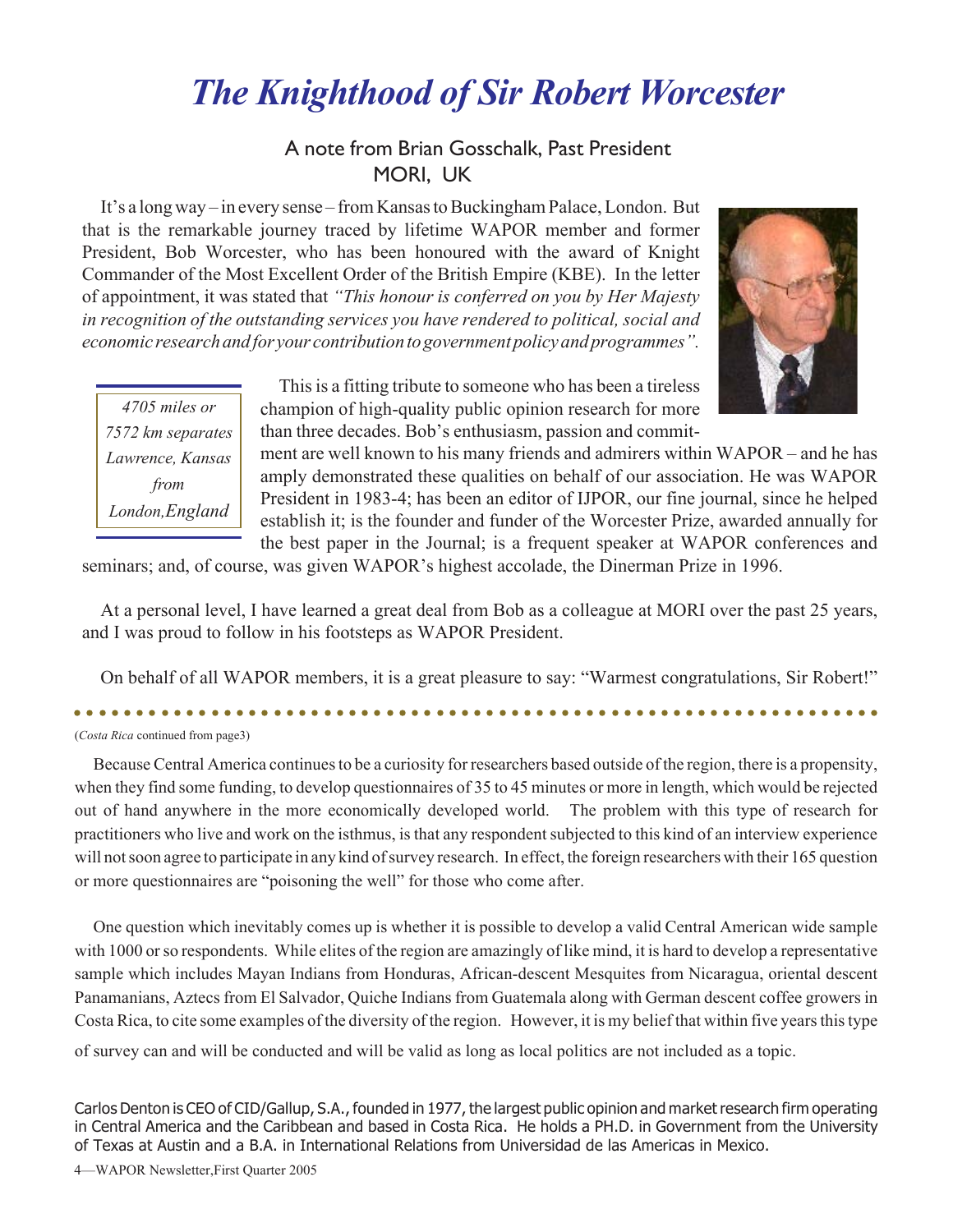# *The Knighthood of Sir Robert Worcester*

### A note from Brian Gosschalk, Past President MORI, UK

It's a long way – in every sense – from Kansas to Buckingham Palace, London. But that is the remarkable journey traced by lifetime WAPOR member and former President, Bob Worcester, who has been honoured with the award of Knight Commander of the Most Excellent Order of the British Empire (KBE). In the letter of appointment, it was stated that *"This honour is conferred on you by Her Majesty in recognition of the outstanding services you have rendered to political, social and economic research and for your contribution to government policy and programmes".*

*4705 miles or 7572 km separates Lawrence, Kansas from London, England*

This is a fitting tribute to someone who has been a tireless champion of high-quality public opinion research for more than three decades. Bob's enthusiasm, passion and commitment are well known to his many friends and admirers within WAPOR – and he has amply demonstrated these qualities on behalf of our association. He was WAPOR President in 1983-4; has been an editor of IJPOR, our fine journal, since he helped establish it; is the founder and funder of the Worcester Prize, awarded annually for the best paper in the Journal; is a frequent speaker at WAPOR conferences and seminars; and, of course, was given WAPOR's highest accolade, the Dinerman Prize in 1996.

At a personal level, I have learned a great deal from Bob as a colleague at MORI over the past 25 years, and I was proud to follow in his footsteps as WAPOR President.

On behalf of all WAPOR members, it is a great pleasure to say: "Warmest congratulations, Sir Robert!"

---

(*Costa Rica* continued from page3)

Because Central America continues to be a curiosity for researchers based outside of the region, there is a propensity, when they find some funding, to develop questionnaires of 35 to 45 minutes or more in length, which would be rejected out of hand anywhere in the more economically developed world. The problem with this type of research for practitioners who live and work on the isthmus, is that any respondent subjected to this kind of an interview experience will not soon agree to participate in any kind of survey research. In effect, the foreign researchers with their 165 question or more questionnaires are "poisoning the well" for those who come after.

One question which inevitably comes up is whether it is possible to develop a valid Central American wide sample with 1000 or so respondents. While elites of the region are amazingly of like mind, it is hard to develop a representative sample which includes Mayan Indians from Honduras, African-descent Mesquites from Nicaragua, oriental descent Panamanians, Aztecs from El Salvador, Quiche Indians from Guatemala along with German descent coffee growers in Costa Rica, to cite some examples of the diversity of the region. However, it is my belief that within five years this type of survey can and will be conducted and will be valid as long as local politics are not included as a topic.

Carlos Denton is CEO of CID/Gallup, S.A., founded in 1977, the largest public opinion and market research firm operating in Central America and the Caribbean and based in Costa Rica. He holds a PH.D. in Government from the University of Texas at Austin and a B.A. in International Relations from Universidad de las Americas in Mexico.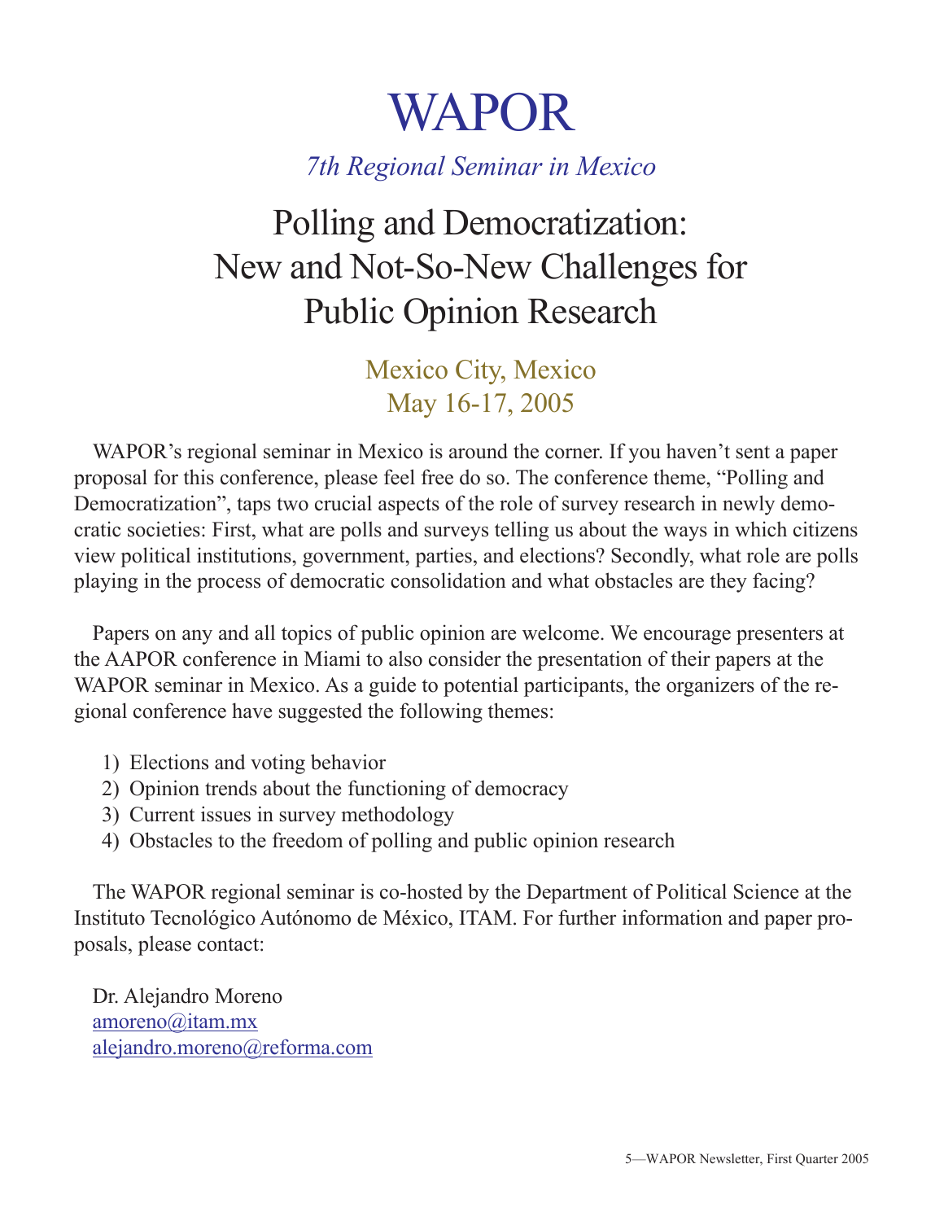# WAPOR

*7th Regional Seminar in Mexico*

## Polling and Democratization: New and Not-So-New Challenges for Public Opinion Research

### Mexico City, Mexico
### May 16-17, 2005

WAPOR's regional seminar in Mexico is around the corner. If you haven't sent a paper proposal for this conference, please feel free do so. The conference theme, "Polling and Democratization", taps two crucial aspects of the role of survey research in newly democratic societies: First, what are polls and surveys telling us about the ways in which citizens view political institutions, government, parties, and elections? Secondly, what role are polls playing in the process of democratic consolidation and what obstacles are they facing?

Papers on any and all topics of public opinion are welcome. We encourage presenters at the AAPOR conference in Miami to also consider the presentation of their papers at the WAPOR seminar in Mexico. As a guide to potential participants, the organizers of the regional conference have suggested the following themes:

1) Elections and voting behavior
2) Opinion trends about the functioning of democracy
3) Current issues in survey methodology
4) Obstacles to the freedom of polling and public opinion research

The WAPOR regional seminar is co-hosted by the Department of Political Science at the Instituto Tecnológico Autónomo de México, ITAM. For further information and paper proposals, please contact:

Dr. Alejandro Moreno
amoreno@itam.mx
alejandro.moreno@reforma.com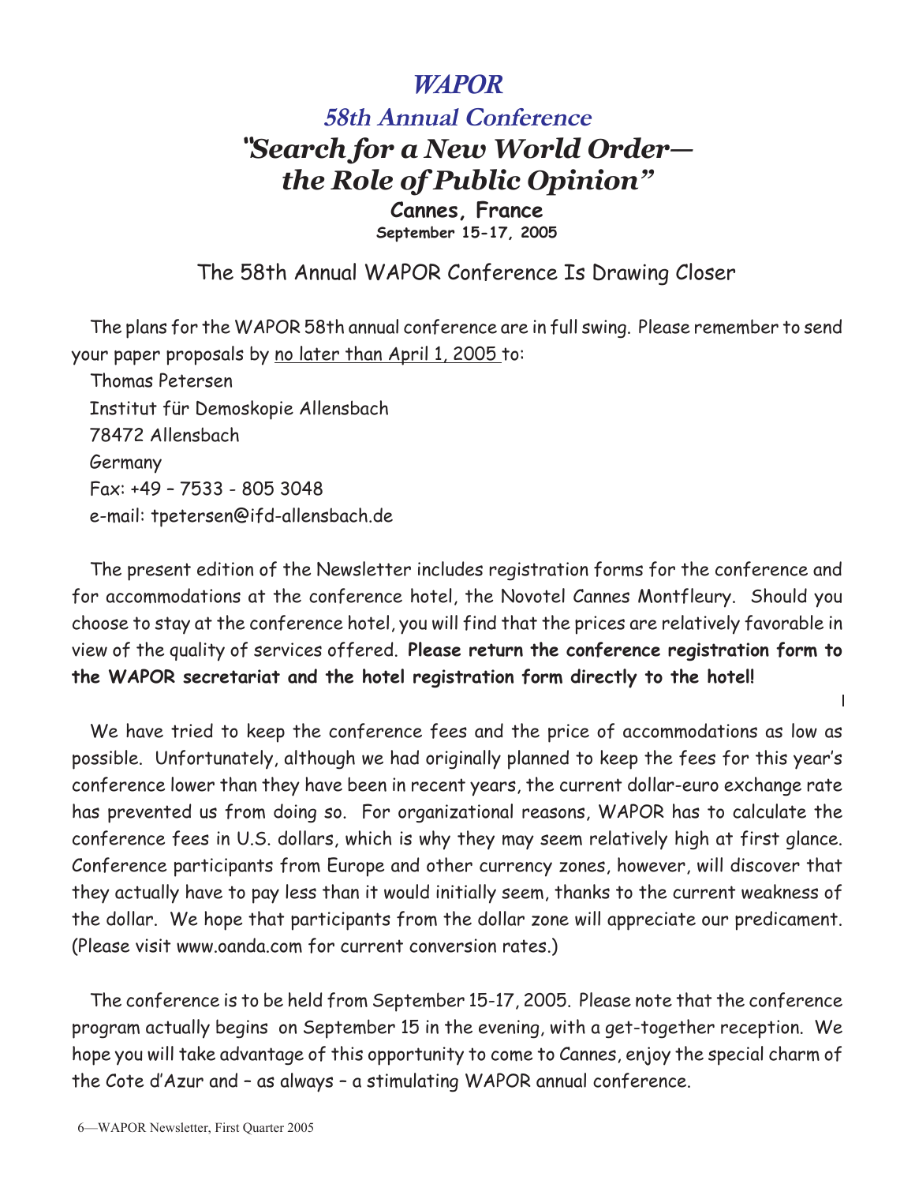# WAPOR

## 58th Annual Conference

## *"Search for a New World Order— the Role of Public Opinion"*

**Cannes, France**

**September 15-17, 2005**

### The 58th Annual WAPOR Conference Is Drawing Closer

The plans for the WAPOR 58th annual conference are in full swing. Please remember to send your paper proposals by no later than April 1, 2005 to:

Thomas Petersen
Institut für Demoskopie Allensbach
78472 Allensbach
Germany
Fax: +49 – 7533 - 805 3048
e-mail: tpetersen@ifd-allensbach.de

The present edition of the Newsletter includes registration forms for the conference and for accommodations at the conference hotel, the Novotel Cannes Montfleury. Should you choose to stay at the conference hotel, you will find that the prices are relatively favorable in view of the quality of services offered. **Please return the conference registration form to the WAPOR secretariat and the hotel registration form directly to the hotel!**

We have tried to keep the conference fees and the price of accommodations as low as possible. Unfortunately, although we had originally planned to keep the fees for this year's conference lower than they have been in recent years, the current dollar-euro exchange rate has prevented us from doing so. For organizational reasons, WAPOR has to calculate the conference fees in U.S. dollars, which is why they may seem relatively high at first glance. Conference participants from Europe and other currency zones, however, will discover that they actually have to pay less than it would initially seem, thanks to the current weakness of the dollar. We hope that participants from the dollar zone will appreciate our predicament. (Please visit www.oanda.com for current conversion rates.)

The conference is to be held from September 15-17, 2005. Please note that the conference program actually begins on September 15 in the evening, with a get-together reception. We hope you will take advantage of this opportunity to come to Cannes, enjoy the special charm of the Cote d'Azur and – as always – a stimulating WAPOR annual conference.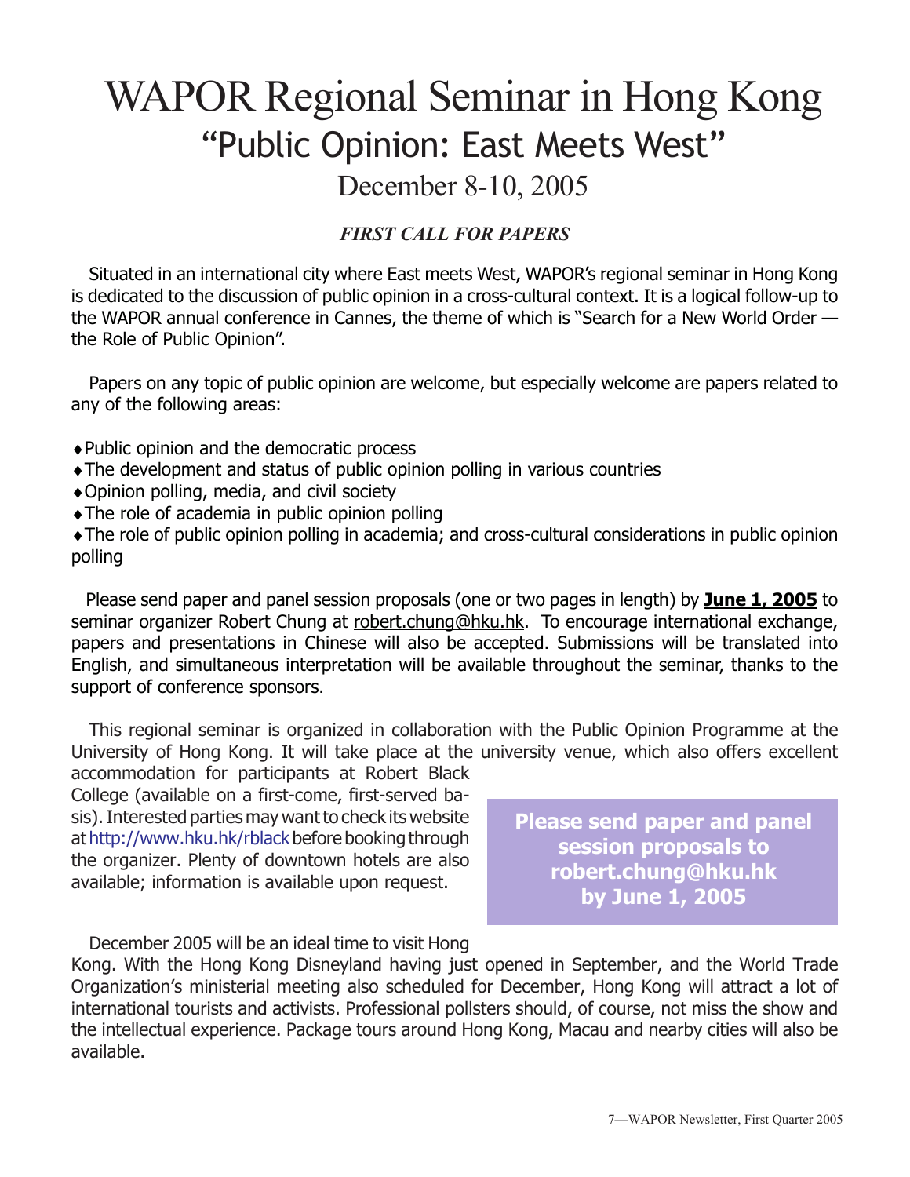# WAPOR Regional Seminar in Hong Kong

## "Public Opinion: East Meets West"

### December 8-10, 2005

***FIRST CALL FOR PAPERS***

Situated in an international city where East meets West, WAPOR's regional seminar in Hong Kong is dedicated to the discussion of public opinion in a cross-cultural context. It is a logical follow-up to the WAPOR annual conference in Cannes, the theme of which is "Search for a New World Order — the Role of Public Opinion".

Papers on any topic of public opinion are welcome, but especially welcome are papers related to any of the following areas:

- Public opinion and the democratic process
- The development and status of public opinion polling in various countries
- Opinion polling, media, and civil society
- The role of academia in public opinion polling
- The role of public opinion polling in academia; and cross-cultural considerations in public opinion polling

Please send paper and panel session proposals (one or two pages in length) by **June 1, 2005** to seminar organizer Robert Chung at robert.chung@hku.hk. To encourage international exchange, papers and presentations in Chinese will also be accepted. Submissions will be translated into English, and simultaneous interpretation will be available throughout the seminar, thanks to the support of conference sponsors.

This regional seminar is organized in collaboration with the Public Opinion Programme at the University of Hong Kong. It will take place at the university venue, which also offers excellent accommodation for participants at Robert Black College (available on a first-come, first-served basis). Interested parties may want to check its website at http://www.hku.hk/rblack before booking through the organizer. Plenty of downtown hotels are also available; information is available upon request.

**Please send paper and panel session proposals to robert.chung@hku.hk by June 1, 2005**

December 2005 will be an ideal time to visit Hong Kong. With the Hong Kong Disneyland having just opened in September, and the World Trade Organization's ministerial meeting also scheduled for December, Hong Kong will attract a lot of international tourists and activists. Professional pollsters should, of course, not miss the show and the intellectual experience. Package tours around Hong Kong, Macau and nearby cities will also be available.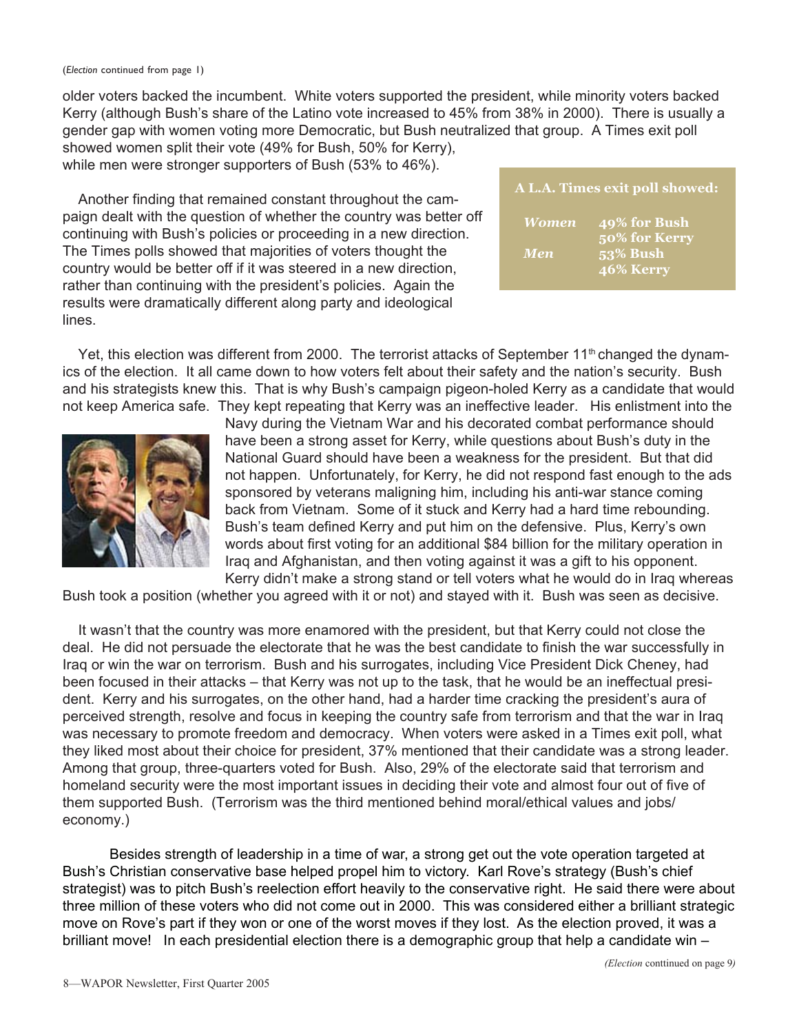(*Election* continued from page 1)

older voters backed the incumbent. White voters supported the president, while minority voters backed Kerry (although Bush's share of the Latino vote increased to 45% from 38% in 2000). There is usually a gender gap with women voting more Democratic, but Bush neutralized that group. A Times exit poll showed women split their vote (49% for Bush, 50% for Kerry), while men were stronger supporters of Bush (53% to 46%).

**A L.A. Times exit poll showed:**

| | |
|---|---|
| *Women* | 49% for Bush<br>50% for Kerry |
| *Men* | 53% Bush<br>46% Kerry |

Another finding that remained constant throughout the campaign dealt with the question of whether the country was better off continuing with Bush's policies or proceeding in a new direction. The Times polls showed that majorities of voters thought the country would be better off if it was steered in a new direction, rather than continuing with the president's policies. Again the results were dramatically different along party and ideological lines.

Yet, this election was different from 2000. The terrorist attacks of September 11th changed the dynamics of the election. It all came down to how voters felt about their safety and the nation's security. Bush and his strategists knew this. That is why Bush's campaign pigeon-holed Kerry as a candidate that would not keep America safe. They kept repeating that Kerry was an ineffective leader. His enlistment into the Navy during the Vietnam War and his decorated combat performance should have been a strong asset for Kerry, while questions about Bush's duty in the National Guard should have been a weakness for the president. But that did not happen. Unfortunately, for Kerry, he did not respond fast enough to the ads sponsored by veterans maligning him, including his anti-war stance coming back from Vietnam. Some of it stuck and Kerry had a hard time rebounding. Bush's team defined Kerry and put him on the defensive. Plus, Kerry's own words about first voting for an additional $84 billion for the military operation in Iraq and Afghanistan, and then voting against it was a gift to his opponent. Kerry didn't make a strong stand or tell voters what he would do in Iraq whereas Bush took a position (whether you agreed with it or not) and stayed with it. Bush was seen as decisive.

It wasn't that the country was more enamored with the president, but that Kerry could not close the deal. He did not persuade the electorate that he was the best candidate to finish the war successfully in Iraq or win the war on terrorism. Bush and his surrogates, including Vice President Dick Cheney, had been focused in their attacks – that Kerry was not up to the task, that he would be an ineffectual president. Kerry and his surrogates, on the other hand, had a harder time cracking the president's aura of perceived strength, resolve and focus in keeping the country safe from terrorism and that the war in Iraq was necessary to promote freedom and democracy. When voters were asked in a Times exit poll, what they liked most about their choice for president, 37% mentioned that their candidate was a strong leader. Among that group, three-quarters voted for Bush. Also, 29% of the electorate said that terrorism and homeland security were the most important issues in deciding their vote and almost four out of five of them supported Bush. (Terrorism was the third mentioned behind moral/ethical values and jobs/economy.)

Besides strength of leadership in a time of war, a strong get out the vote operation targeted at Bush's Christian conservative base helped propel him to victory. Karl Rove's strategy (Bush's chief strategist) was to pitch Bush's reelection effort heavily to the conservative right. He said there were about three million of these voters who did not come out in 2000. This was considered either a brilliant strategic move on Rove's part if they won or one of the worst moves if they lost. As the election proved, it was a brilliant move! In each presidential election there is a demographic group that help a candidate win –

*(Election* conttinued on page 9*)*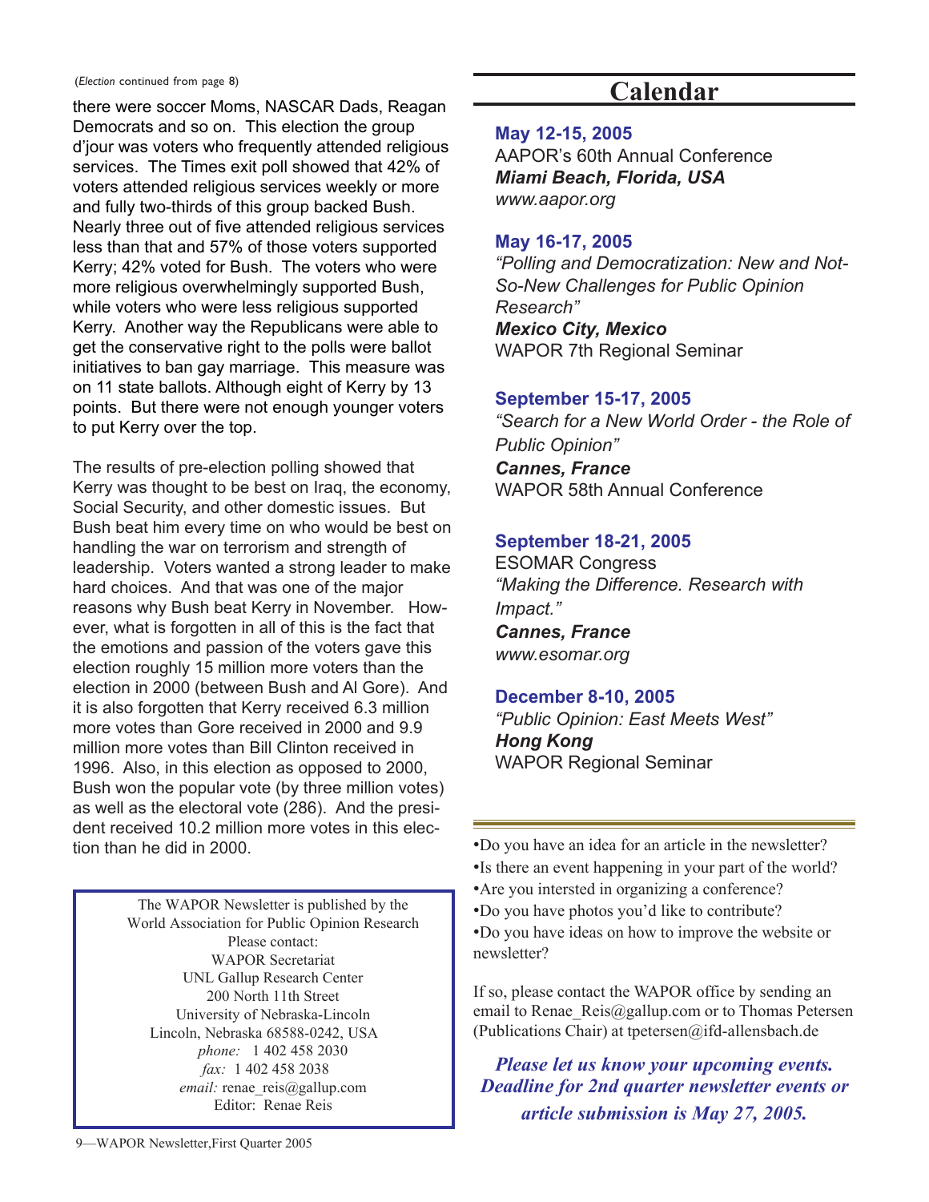(*Election* continued from page 8)

there were soccer Moms, NASCAR Dads, Reagan Democrats and so on. This election the group d'jour was voters who frequently attended religious services. The Times exit poll showed that 42% of voters attended religious services weekly or more and fully two-thirds of this group backed Bush. Nearly three out of five attended religious services less than that and 57% of those voters supported Kerry; 42% voted for Bush. The voters who were more religious overwhelmingly supported Bush, while voters who were less religious supported Kerry. Another way the Republicans were able to get the conservative right to the polls were ballot initiatives to ban gay marriage. This measure was on 11 state ballots. Although eight of Kerry by 13 points. But there were not enough younger voters to put Kerry over the top.

The results of pre-election polling showed that Kerry was thought to be best on Iraq, the economy, Social Security, and other domestic issues. But Bush beat him every time on who would be best on handling the war on terrorism and strength of leadership. Voters wanted a strong leader to make hard choices. And that was one of the major reasons why Bush beat Kerry in November. However, what is forgotten in all of this is the fact that the emotions and passion of the voters gave this election roughly 15 million more voters than the election in 2000 (between Bush and Al Gore). And it is also forgotten that Kerry received 6.3 million more votes than Gore received in 2000 and 9.9 million more votes than Bill Clinton received in 1996. Also, in this election as opposed to 2000, Bush won the popular vote (by three million votes) as well as the electoral vote (286). And the president received 10.2 million more votes in this election than he did in 2000.

The WAPOR Newsletter is published by the World Association for Public Opinion Research
Please contact:
WAPOR Secretariat
UNL Gallup Research Center
200 North 11th Street
University of Nebraska-Lincoln
Lincoln, Nebraska 68588-0242, USA
*phone:* 1 402 458 2030
*fax:* 1 402 458 2038
*email:* renae_reis@gallup.com
Editor: Renae Reis

# Calendar

**May 12-15, 2005**
AAPOR's 60th Annual Conference
***Miami Beach, Florida, USA***
*www.aapor.org*

**May 16-17, 2005**
*"Polling and Democratization: New and Not-So-New Challenges for Public Opinion Research"*
***Mexico City, Mexico***
WAPOR 7th Regional Seminar

**September 15-17, 2005**
*"Search for a New World Order - the Role of Public Opinion"*
***Cannes, France***
WAPOR 58th Annual Conference

**September 18-21, 2005**
ESOMAR Congress
*"Making the Difference. Research with Impact."*
***Cannes, France***
*www.esomar.org*

**December 8-10, 2005**
*"Public Opinion: East Meets West"*
***Hong Kong***
WAPOR Regional Seminar

- Do you have an idea for an article in the newsletter?
- Is there an event happening in your part of the world?
- Are you intersted in organizing a conference?
- Do you have photos you'd like to contribute?
- Do you have ideas on how to improve the website or newsletter?

If so, please contact the WAPOR office by sending an email to Renae_Reis@gallup.com or to Thomas Petersen (Publications Chair) at tpetersen@ifd-allensbach.de

***Please let us know your upcoming events. Deadline for 2nd quarter newsletter events or article submission is May 27, 2005.***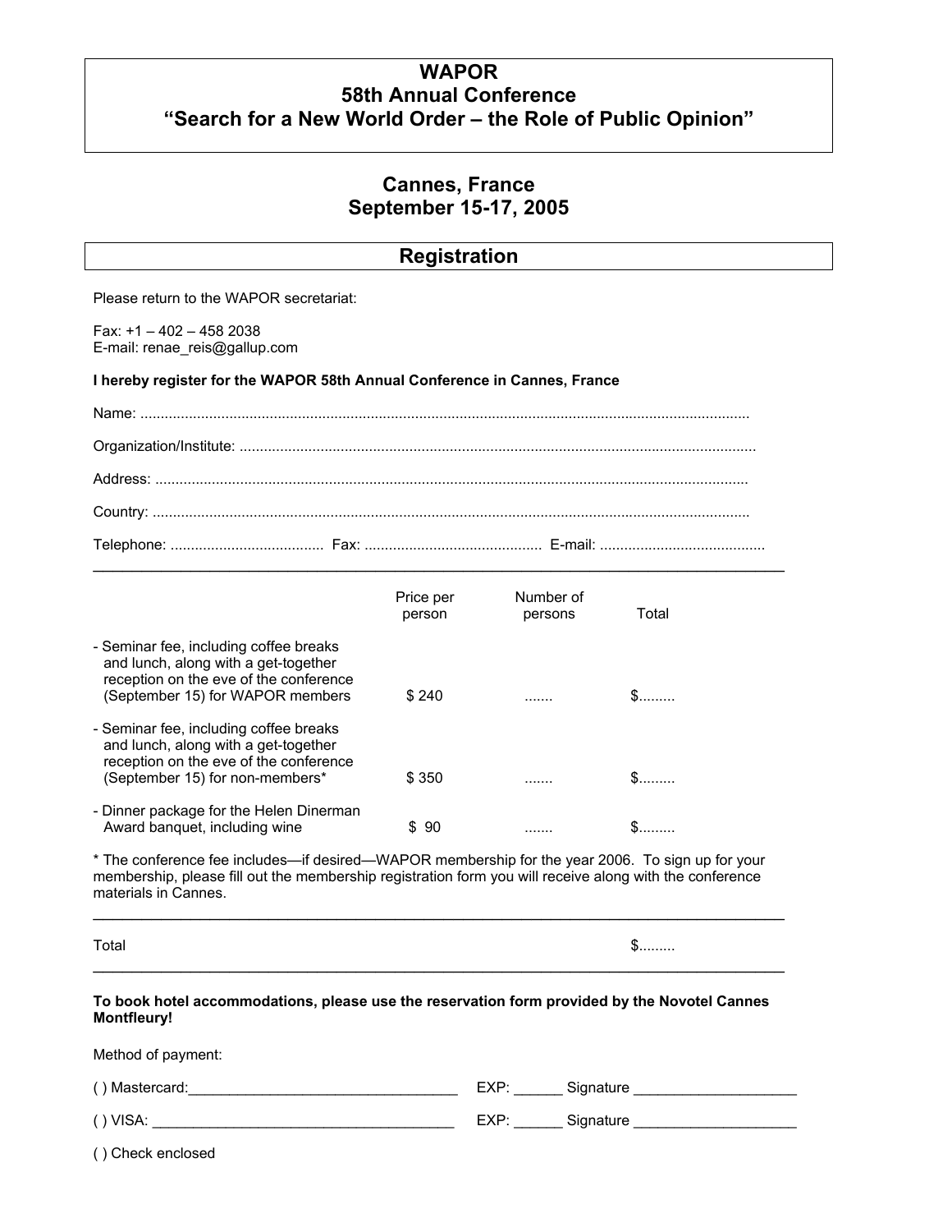# WAPOR
# 58th Annual Conference
# "Search for a New World Order – the Role of Public Opinion"

## Cannes, France
## September 15-17, 2005

## Registration

Please return to the WAPOR secretariat:

Fax: +1 – 402 – 458 2038
E-mail: renae_reis@gallup.com

**I hereby register for the WAPOR 58th Annual Conference in Cannes, France**

Name: ......................................................................................................................................................

Organization/Institute: ..............................................................................................................................

Address: ..................................................................................................................................................

Country: ..................................................................................................................................................

Telephone: ...................................... Fax: ............................................ E-mail: .........................................

---

| | Price per person | Number of persons | Total |
|---|---|---|---|
| - Seminar fee, including coffee breaks and lunch, along with a get-together reception on the eve of the conference (September 15) for WAPOR members | $ 240 | ....... | $......... |
| - Seminar fee, including coffee breaks and lunch, along with a get-together reception on the eve of the conference (September 15) for non-members* | $ 350 | ....... | $......... |
| - Dinner package for the Helen Dinerman Award banquet, including wine | $ 90 | ....... | $......... |

\* The conference fee includes—if desired—WAPOR membership for the year 2006. To sign up for your membership, please fill out the membership registration form you will receive along with the conference materials in Cannes.

---

Total $.........

---

**To book hotel accommodations, please use the reservation form provided by the Novotel Cannes Montfleury!**

Method of payment:

( ) Mastercard:__________________________________ EXP: ______ Signature ____________________

( ) VISA: ______________________________________ EXP: ______ Signature ____________________

( ) Check enclosed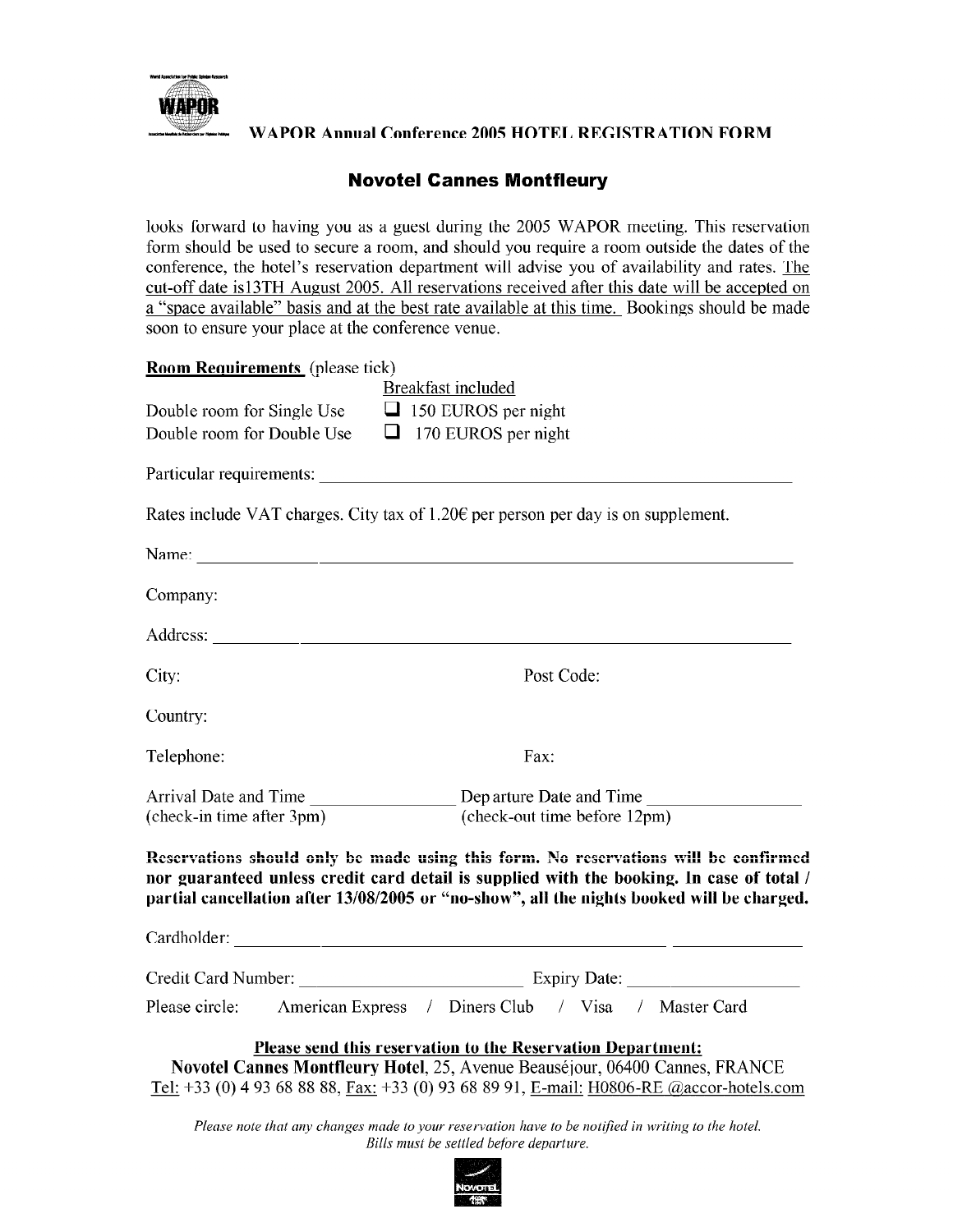WAPOR Annual Conference 2005 HOTEL REGISTRATION FORM

## Novotel Cannes Montfleury

looks forward to having you as a guest during the 2005 WAPOR meeting. This reservation form should be used to secure a room, and should you require a room outside the dates of the conference, the hotel's reservation department will advise you of availability and rates. The cut-off date is13TH August 2005. All reservations received after this date will be accepted on a "space available" basis and at the best rate available at this time. Bookings should be made soon to ensure your place at the conference venue.

**Room Requirements** (please tick)

| | Breakfast included |
|---|---|
| Double room for Single Use | ☐ 150 EUROS per night |
| Double room for Double Use | ☐ 170 EUROS per night |

Particular requirements: ______________________________

Rates include VAT charges. City tax of 1.20€ per person per day is on supplement.

Name: ______________________________

Company:

Address: ______________________________

City: Post Code:

Country:

Telephone: Fax:

Arrival Date and Time ______________ Departure Date and Time ______________
(check-in time after 3pm) (check-out time before 12pm)

**Reservations should only be made using this form. No reservations will be confirmed nor guaranteed unless credit card detail is supplied with the booking. In case of total / partial cancellation after 13/08/2005 or "no-show", all the nights booked will be charged.**

Cardholder: ______________________________

Credit Card Number: ______________ Expiry Date: ______________

Please circle: American Express / Diners Club / Visa / Master Card

**Please send this reservation to the Reservation Department:**

**Novotel Cannes Montfleury Hotel**, 25, Avenue Beauséjour, 06400 Cannes, FRANCE
Tel: +33 (0) 4 93 68 88 88, Fax: +33 (0) 93 68 89 91, E-mail: H0806-RE @accor-hotels.com

*Please note that any changes made to your reservation have to be notified in writing to the hotel.*
*Bills must be settled before departure.*